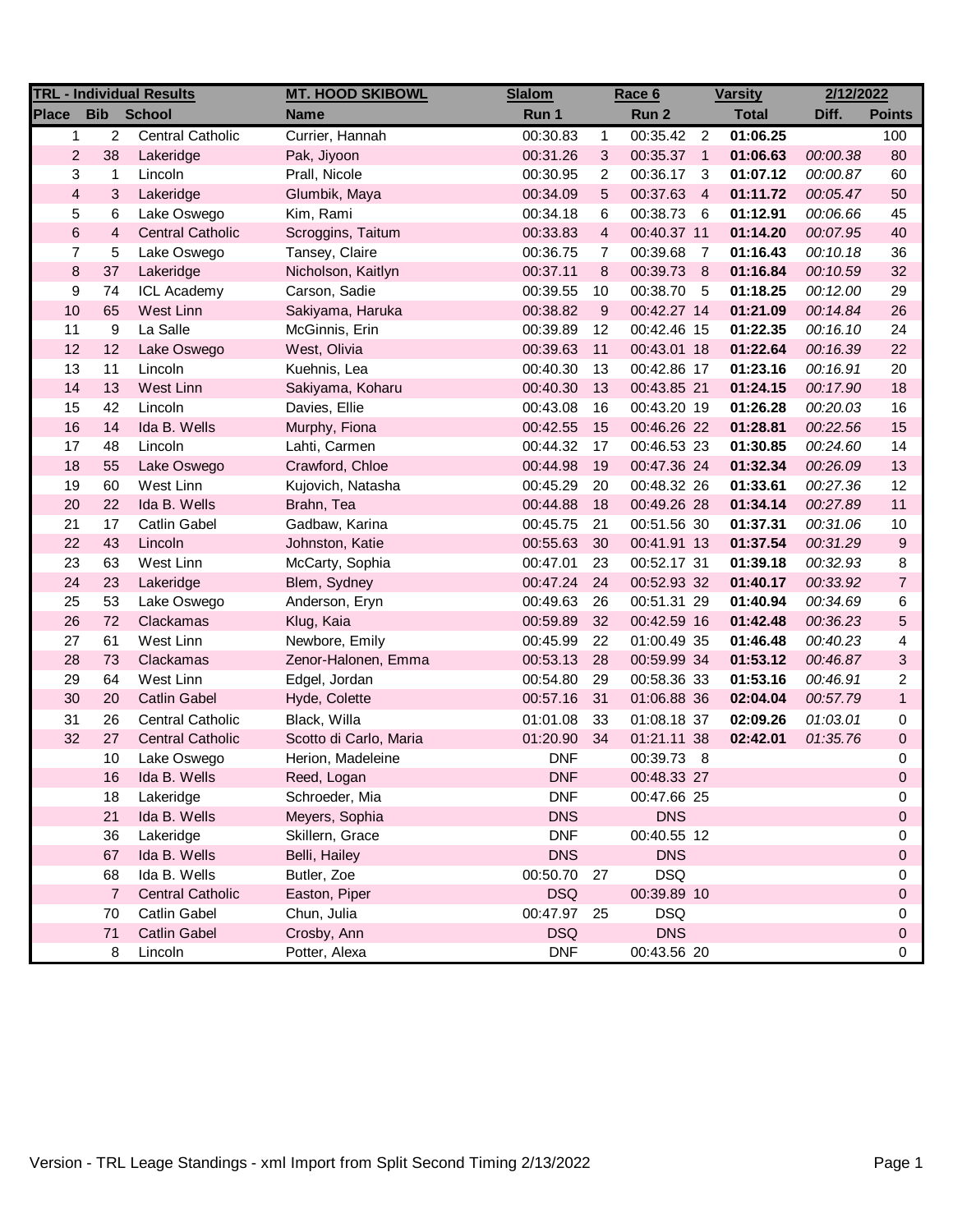| TRL - Individual Results | | | MT. HOOD SKIBOWL | Slalom | | Race 6 | | Varsity | 2/12/2022 | |
|---|---|---|---|---|---|---|---|---|---|---|
| Place | Bib | School | Name | Run 1 | | Run 2 | | Total | Diff. | Points |
| 1 | 2 | Central Catholic | Currier, Hannah | 00:30.83 | 1 | 00:35.42 | 2 | **01:06.25** | | 100 |
| 2 | 38 | Lakeridge | Pak, Jiyoon | 00:31.26 | 3 | 00:35.37 | 1 | **01:06.63** | *00:00.38* | 80 |
| 3 | 1 | Lincoln | Prall, Nicole | 00:30.95 | 2 | 00:36.17 | 3 | **01:07.12** | *00:00.87* | 60 |
| 4 | 3 | Lakeridge | Glumbik, Maya | 00:34.09 | 5 | 00:37.63 | 4 | **01:11.72** | *00:05.47* | 50 |
| 5 | 6 | Lake Oswego | Kim, Rami | 00:34.18 | 6 | 00:38.73 | 6 | **01:12.91** | *00:06.66* | 45 |
| 6 | 4 | Central Catholic | Scroggins, Taitum | 00:33.83 | 4 | 00:40.37 | 11 | **01:14.20** | *00:07.95* | 40 |
| 7 | 5 | Lake Oswego | Tansey, Claire | 00:36.75 | 7 | 00:39.68 | 7 | **01:16.43** | *00:10.18* | 36 |
| 8 | 37 | Lakeridge | Nicholson, Kaitlyn | 00:37.11 | 8 | 00:39.73 | 8 | **01:16.84** | *00:10.59* | 32 |
| 9 | 74 | ICL Academy | Carson, Sadie | 00:39.55 | 10 | 00:38.70 | 5 | **01:18.25** | *00:12.00* | 29 |
| 10 | 65 | West Linn | Sakiyama, Haruka | 00:38.82 | 9 | 00:42.27 | 14 | **01:21.09** | *00:14.84* | 26 |
| 11 | 9 | La Salle | McGinnis, Erin | 00:39.89 | 12 | 00:42.46 | 15 | **01:22.35** | *00:16.10* | 24 |
| 12 | 12 | Lake Oswego | West, Olivia | 00:39.63 | 11 | 00:43.01 | 18 | **01:22.64** | *00:16.39* | 22 |
| 13 | 11 | Lincoln | Kuehnis, Lea | 00:40.30 | 13 | 00:42.86 | 17 | **01:23.16** | *00:16.91* | 20 |
| 14 | 13 | West Linn | Sakiyama, Koharu | 00:40.30 | 13 | 00:43.85 | 21 | **01:24.15** | *00:17.90* | 18 |
| 15 | 42 | Lincoln | Davies, Ellie | 00:43.08 | 16 | 00:43.20 | 19 | **01:26.28** | *00:20.03* | 16 |
| 16 | 14 | Ida B. Wells | Murphy, Fiona | 00:42.55 | 15 | 00:46.26 | 22 | **01:28.81** | *00:22.56* | 15 |
| 17 | 48 | Lincoln | Lahti, Carmen | 00:44.32 | 17 | 00:46.53 | 23 | **01:30.85** | *00:24.60* | 14 |
| 18 | 55 | Lake Oswego | Crawford, Chloe | 00:44.98 | 19 | 00:47.36 | 24 | **01:32.34** | *00:26.09* | 13 |
| 19 | 60 | West Linn | Kujovich, Natasha | 00:45.29 | 20 | 00:48.32 | 26 | **01:33.61** | *00:27.36* | 12 |
| 20 | 22 | Ida B. Wells | Brahn, Tea | 00:44.88 | 18 | 00:49.26 | 28 | **01:34.14** | *00:27.89* | 11 |
| 21 | 17 | Catlin Gabel | Gadbaw, Karina | 00:45.75 | 21 | 00:51.56 | 30 | **01:37.31** | *00:31.06* | 10 |
| 22 | 43 | Lincoln | Johnston, Katie | 00:55.63 | 30 | 00:41.91 | 13 | **01:37.54** | *00:31.29* | 9 |
| 23 | 63 | West Linn | McCarty, Sophia | 00:47.01 | 23 | 00:52.17 | 31 | **01:39.18** | *00:32.93* | 8 |
| 24 | 23 | Lakeridge | Blem, Sydney | 00:47.24 | 24 | 00:52.93 | 32 | **01:40.17** | *00:33.92* | 7 |
| 25 | 53 | Lake Oswego | Anderson, Eryn | 00:49.63 | 26 | 00:51.31 | 29 | **01:40.94** | *00:34.69* | 6 |
| 26 | 72 | Clackamas | Klug, Kaia | 00:59.89 | 32 | 00:42.59 | 16 | **01:42.48** | *00:36.23* | 5 |
| 27 | 61 | West Linn | Newbore, Emily | 00:45.99 | 22 | 01:00.49 | 35 | **01:46.48** | *00:40.23* | 4 |
| 28 | 73 | Clackamas | Zenor-Halonen, Emma | 00:53.13 | 28 | 00:59.99 | 34 | **01:53.12** | *00:46.87* | 3 |
| 29 | 64 | West Linn | Edgel, Jordan | 00:54.80 | 29 | 00:58.36 | 33 | **01:53.16** | *00:46.91* | 2 |
| 30 | 20 | Catlin Gabel | Hyde, Colette | 00:57.16 | 31 | 01:06.88 | 36 | **02:04.04** | *00:57.79* | 1 |
| 31 | 26 | Central Catholic | Black, Willa | 01:01.08 | 33 | 01:08.18 | 37 | **02:09.26** | *01:03.01* | 0 |
| 32 | 27 | Central Catholic | Scotto di Carlo, Maria | 01:20.90 | 34 | 01:21.11 | 38 | **02:42.01** | *01:35.76* | 0 |
| | 10 | Lake Oswego | Herion, Madeleine | DNF | | 00:39.73 | 8 | | | 0 |
| | 16 | Ida B. Wells | Reed, Logan | DNF | | 00:48.33 | 27 | | | 0 |
| | 18 | Lakeridge | Schroeder, Mia | DNF | | 00:47.66 | 25 | | | 0 |
| | 21 | Ida B. Wells | Meyers, Sophia | DNS | | DNS | | | | 0 |
| | 36 | Lakeridge | Skillern, Grace | DNF | | 00:40.55 | 12 | | | 0 |
| | 67 | Ida B. Wells | Belli, Hailey | DNS | | DNS | | | | 0 |
| | 68 | Ida B. Wells | Butler, Zoe | 00:50.70 | 27 | DSQ | | | | 0 |
| | 7 | Central Catholic | Easton, Piper | DSQ | | 00:39.89 | 10 | | | 0 |
| | 70 | Catlin Gabel | Chun, Julia | 00:47.97 | 25 | DSQ | | | | 0 |
| | 71 | Catlin Gabel | Crosby, Ann | DSQ | | DNS | | | | 0 |
| | 8 | Lincoln | Potter, Alexa | DNF | | 00:43.56 | 20 | | | 0 |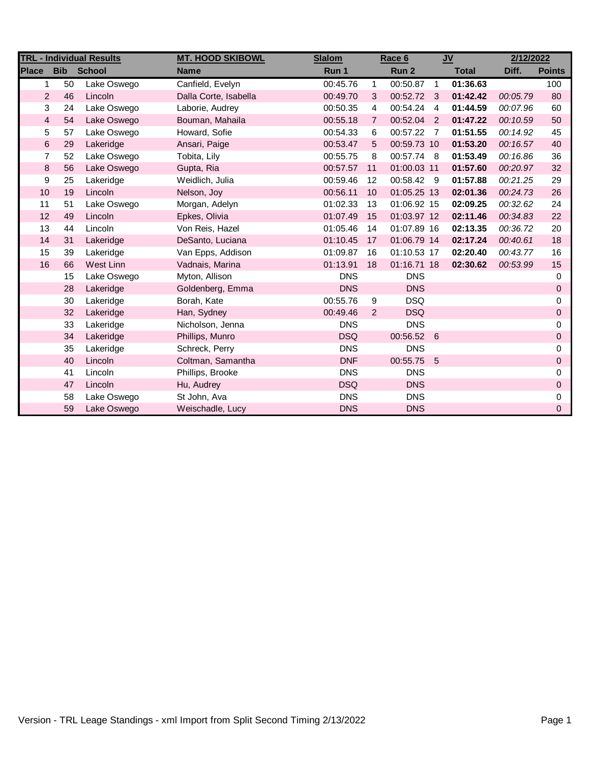| TRL - Individual Results | | | MT. HOOD SKIBOWL | Slalom | | Race 6 | | JV | | 2/12/2022 |
|---|---|---|---|---|---|---|---|---|---|---|
| Place | Bib | School | Name | Run 1 | | Run 2 | | Total | Diff. | Points |
| 1 | 50 | Lake Oswego | Canfield, Evelyn | 00:45.76 | 1 | 00:50.87 | 1 | **01:36.63** | | 100 |
| 2 | 46 | Lincoln | Dalla Corte, Isabella | 00:49.70 | 3 | 00:52.72 | 3 | **01:42.42** | *00:05.79* | 80 |
| 3 | 24 | Lake Oswego | Laborie, Audrey | 00:50.35 | 4 | 00:54.24 | 4 | **01:44.59** | *00:07.96* | 60 |
| 4 | 54 | Lake Oswego | Bouman, Mahaila | 00:55.18 | 7 | 00:52.04 | 2 | **01:47.22** | *00:10.59* | 50 |
| 5 | 57 | Lake Oswego | Howard, Sofie | 00:54.33 | 6 | 00:57.22 | 7 | **01:51.55** | *00:14.92* | 45 |
| 6 | 29 | Lakeridge | Ansari, Paige | 00:53.47 | 5 | 00:59.73 | 10 | **01:53.20** | *00:16.57* | 40 |
| 7 | 52 | Lake Oswego | Tobita, Lily | 00:55.75 | 8 | 00:57.74 | 8 | **01:53.49** | *00:16.86* | 36 |
| 8 | 56 | Lake Oswego | Gupta, Ria | 00:57.57 | 11 | 01:00.03 | 11 | **01:57.60** | *00:20.97* | 32 |
| 9 | 25 | Lakeridge | Weidlich, Julia | 00:59.46 | 12 | 00:58.42 | 9 | **01:57.88** | *00:21.25* | 29 |
| 10 | 19 | Lincoln | Nelson, Joy | 00:56.11 | 10 | 01:05.25 | 13 | **02:01.36** | *00:24.73* | 26 |
| 11 | 51 | Lake Oswego | Morgan, Adelyn | 01:02.33 | 13 | 01:06.92 | 15 | **02:09.25** | *00:32.62* | 24 |
| 12 | 49 | Lincoln | Epkes, Olivia | 01:07.49 | 15 | 01:03.97 | 12 | **02:11.46** | *00:34.83* | 22 |
| 13 | 44 | Lincoln | Von Reis, Hazel | 01:05.46 | 14 | 01:07.89 | 16 | **02:13.35** | *00:36.72* | 20 |
| 14 | 31 | Lakeridge | DeSanto, Luciana | 01:10.45 | 17 | 01:06.79 | 14 | **02:17.24** | *00:40.61* | 18 |
| 15 | 39 | Lakeridge | Van Epps, Addison | 01:09.87 | 16 | 01:10.53 | 17 | **02:20.40** | *00:43.77* | 16 |
| 16 | 66 | West Linn | Vadnais, Marina | 01:13.91 | 18 | 01:16.71 | 18 | **02:30.62** | *00:53.99* | 15 |
| | 15 | Lake Oswego | Myton, Allison | DNS | | DNS | | | | 0 |
| | 28 | Lakeridge | Goldenberg, Emma | DNS | | DNS | | | | 0 |
| | 30 | Lakeridge | Borah, Kate | 00:55.76 | 9 | DSQ | | | | 0 |
| | 32 | Lakeridge | Han, Sydney | 00:49.46 | 2 | DSQ | | | | 0 |
| | 33 | Lakeridge | Nicholson, Jenna | DNS | | DNS | | | | 0 |
| | 34 | Lakeridge | Phillips, Munro | DSQ | | 00:56.52 | 6 | | | 0 |
| | 35 | Lakeridge | Schreck, Perry | DNS | | DNS | | | | 0 |
| | 40 | Lincoln | Coltman, Samantha | DNF | | 00:55.75 | 5 | | | 0 |
| | 41 | Lincoln | Phillips, Brooke | DNS | | DNS | | | | 0 |
| | 47 | Lincoln | Hu, Audrey | DSQ | | DNS | | | | 0 |
| | 58 | Lake Oswego | St John, Ava | DNS | | DNS | | | | 0 |
| | 59 | Lake Oswego | Weischadle, Lucy | DNS | | DNS | | | | 0 |

Version - TRL Leage Standings - xml Import from Split Second Timing 2/13/2022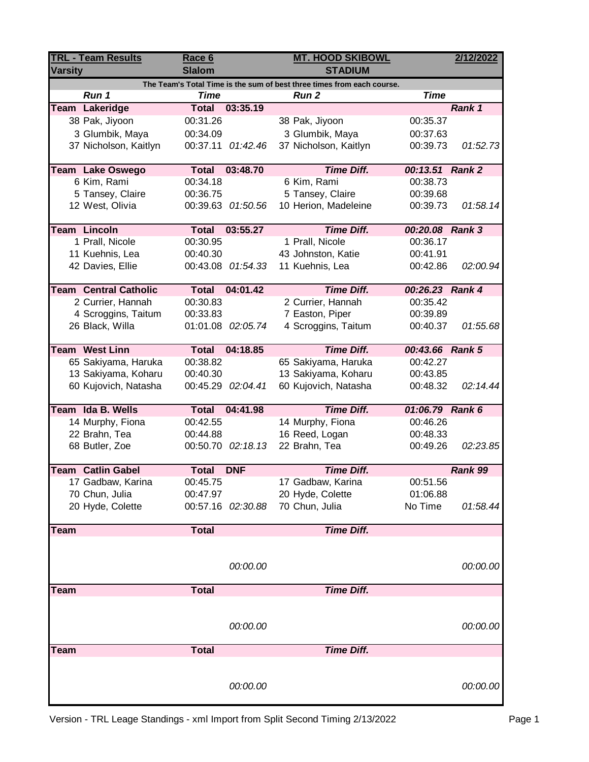| **TRL - Team Results** | **Race 6** | | **MT. HOOD SKIBOWL** | | **2/12/2022** |
|---|---|---|---|---|---|
| **Varsity** | **Slalom** | | **STADIUM** | | |
| The Team's Total Time is the sum of best three times from each course. | | | | | |
| ***Run 1*** | ***Time*** | | ***Run 2*** | ***Time*** | |
| **Team Lakeridge** | **Total** | **03:35.19** | | | ***Rank 1*** |
| 38 Pak, Jiyoon | 00:31.26 | | 38 Pak, Jiyoon | 00:35.37 | |
| 3 Glumbik, Maya | 00:34.09 | | 3 Glumbik, Maya | 00:37.63 | |
| 37 Nicholson, Kaitlyn | 00:37.11 | *01:42.46* | 37 Nicholson, Kaitlyn | 00:39.73 | *01:52.73* |
| **Team Lake Oswego** | **Total** | **03:48.70** | ***Time Diff.*** | ***00:13.51*** | ***Rank 2*** |
| 6 Kim, Rami | 00:34.18 | | 6 Kim, Rami | 00:38.73 | |
| 5 Tansey, Claire | 00:36.75 | | 5 Tansey, Claire | 00:39.68 | |
| 12 West, Olivia | 00:39.63 | *01:50.56* | 10 Herion, Madeleine | 00:39.73 | *01:58.14* |
| **Team Lincoln** | **Total** | **03:55.27** | ***Time Diff.*** | ***00:20.08*** | ***Rank 3*** |
| 1 Prall, Nicole | 00:30.95 | | 1 Prall, Nicole | 00:36.17 | |
| 11 Kuehnis, Lea | 00:40.30 | | 43 Johnston, Katie | 00:41.91 | |
| 42 Davies, Ellie | 00:43.08 | *01:54.33* | 11 Kuehnis, Lea | 00:42.86 | *02:00.94* |
| **Team Central Catholic** | **Total** | **04:01.42** | ***Time Diff.*** | ***00:26.23*** | ***Rank 4*** |
| 2 Currier, Hannah | 00:30.83 | | 2 Currier, Hannah | 00:35.42 | |
| 4 Scroggins, Taitum | 00:33.83 | | 7 Easton, Piper | 00:39.89 | |
| 26 Black, Willa | 01:01.08 | *02:05.74* | 4 Scroggins, Taitum | 00:40.37 | *01:55.68* |
| **Team West Linn** | **Total** | **04:18.85** | ***Time Diff.*** | ***00:43.66*** | ***Rank 5*** |
| 65 Sakiyama, Haruka | 00:38.82 | | 65 Sakiyama, Haruka | 00:42.27 | |
| 13 Sakiyama, Koharu | 00:40.30 | | 13 Sakiyama, Koharu | 00:43.85 | |
| 60 Kujovich, Natasha | 00:45.29 | *02:04.41* | 60 Kujovich, Natasha | 00:48.32 | *02:14.44* |
| **Team Ida B. Wells** | **Total** | **04:41.98** | ***Time Diff.*** | ***01:06.79*** | ***Rank 6*** |
| 14 Murphy, Fiona | 00:42.55 | | 14 Murphy, Fiona | 00:46.26 | |
| 22 Brahn, Tea | 00:44.88 | | 16 Reed, Logan | 00:48.33 | |
| 68 Butler, Zoe | 00:50.70 | *02:18.13* | 22 Brahn, Tea | 00:49.26 | *02:23.85* |
| **Team Catlin Gabel** | **Total** | **DNF** | ***Time Diff.*** | | ***Rank 99*** |
| 17 Gadbaw, Karina | 00:45.75 | | 17 Gadbaw, Karina | 00:51.56 | |
| 70 Chun, Julia | 00:47.97 | | 20 Hyde, Colette | 01:06.88 | |
| 20 Hyde, Colette | 00:57.16 | *02:30.88* | 70 Chun, Julia | No Time | *01:58.44* |
| **Team** | **Total** | | ***Time Diff.*** | | |
| | | *00:00.00* | | | *00:00.00* |
| **Team** | **Total** | | ***Time Diff.*** | | |
| | | *00:00.00* | | | *00:00.00* |
| **Team** | **Total** | | ***Time Diff.*** | | |
| | | *00:00.00* | | | *00:00.00* |

Version - TRL Leage Standings - xml Import from Split Second Timing 2/13/2022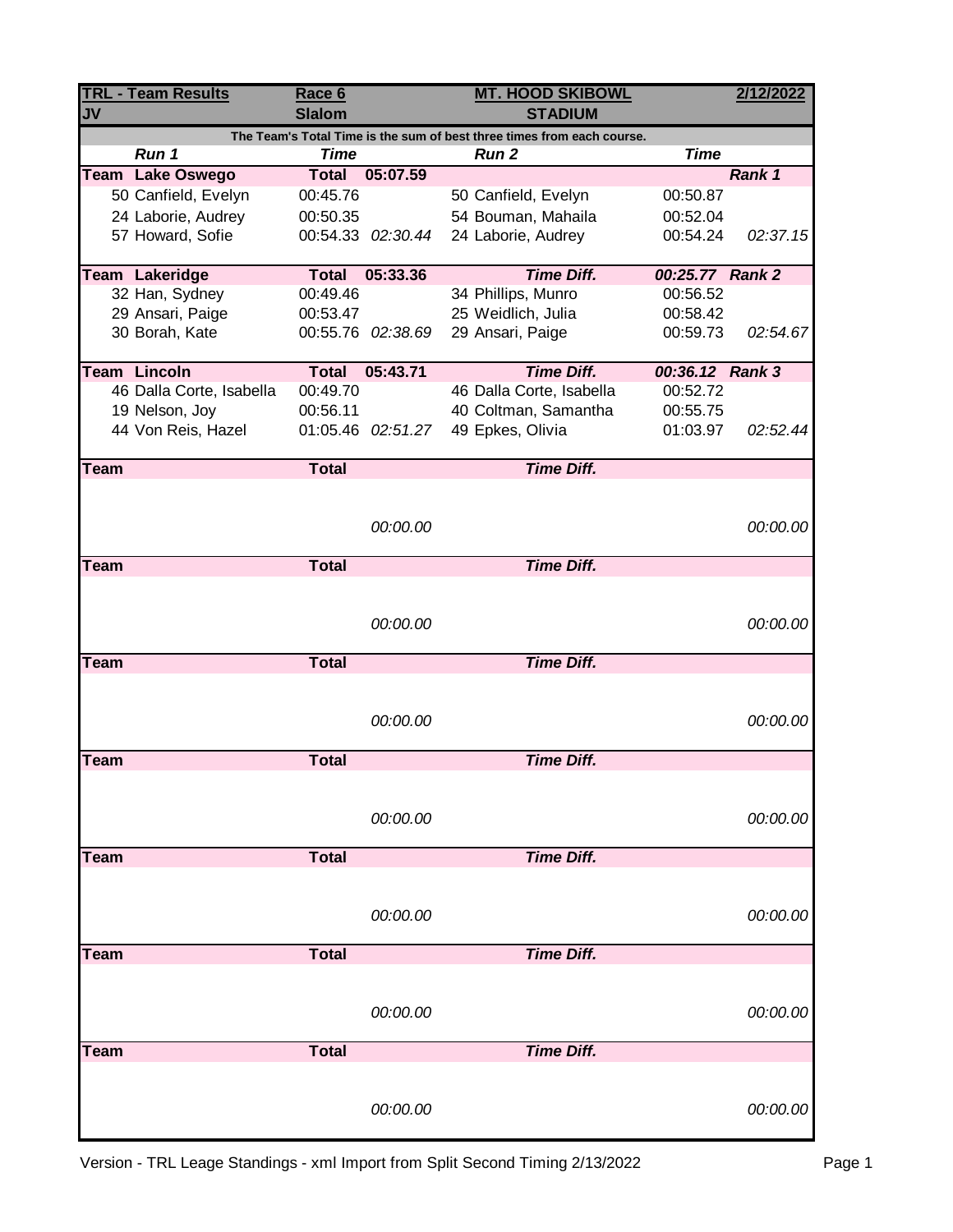| TRL - Team Results | Race 6 | | MT. HOOD SKIBOWL | | 2/12/2022 |
|---|---|---|---|---|---|
| JV | Slalom | | STADIUM | | |
| The Team's Total Time is the sum of best three times from each course. | | | | | |
| *Run 1* | *Time* | | *Run 2* | *Time* | |
| **Team Lake Oswego** | **Total** | **05:07.59** | | | ***Rank 1*** |
| 50 Canfield, Evelyn | 00:45.76 | | 50 Canfield, Evelyn | 00:50.87 | |
| 24 Laborie, Audrey | 00:50.35 | | 54 Bouman, Mahaila | 00:52.04 | |
| 57 Howard, Sofie | 00:54.33 | *02:30.44* | 24 Laborie, Audrey | 00:54.24 | *02:37.15* |
| **Team Lakeridge** | **Total** | **05:33.36** | ***Time Diff.*** | ***00:25.77*** | ***Rank 2*** |
| 32 Han, Sydney | 00:49.46 | | 34 Phillips, Munro | 00:56.52 | |
| 29 Ansari, Paige | 00:53.47 | | 25 Weidlich, Julia | 00:58.42 | |
| 30 Borah, Kate | 00:55.76 | *02:38.69* | 29 Ansari, Paige | 00:59.73 | *02:54.67* |
| **Team Lincoln** | **Total** | **05:43.71** | ***Time Diff.*** | ***00:36.12*** | ***Rank 3*** |
| 46 Dalla Corte, Isabella | 00:49.70 | | 46 Dalla Corte, Isabella | 00:52.72 | |
| 19 Nelson, Joy | 00:56.11 | | 40 Coltman, Samantha | 00:55.75 | |
| 44 Von Reis, Hazel | 01:05.46 | *02:51.27* | 49 Epkes, Olivia | 01:03.97 | *02:52.44* |
| **Team** | **Total** | | ***Time Diff.*** | | |
| | | *00:00.00* | | | *00:00.00* |
| **Team** | **Total** | | ***Time Diff.*** | | |
| | | *00:00.00* | | | *00:00.00* |
| **Team** | **Total** | | ***Time Diff.*** | | |
| | | *00:00.00* | | | *00:00.00* |
| **Team** | **Total** | | ***Time Diff.*** | | |
| | | *00:00.00* | | | *00:00.00* |
| **Team** | **Total** | | ***Time Diff.*** | | |
| | | *00:00.00* | | | *00:00.00* |
| **Team** | **Total** | | ***Time Diff.*** | | |
| | | *00:00.00* | | | *00:00.00* |
| **Team** | **Total** | | ***Time Diff.*** | | |
| | | *00:00.00* | | | *00:00.00* |

Version - TRL Leage Standings - xml Import from Split Second Timing 2/13/2022